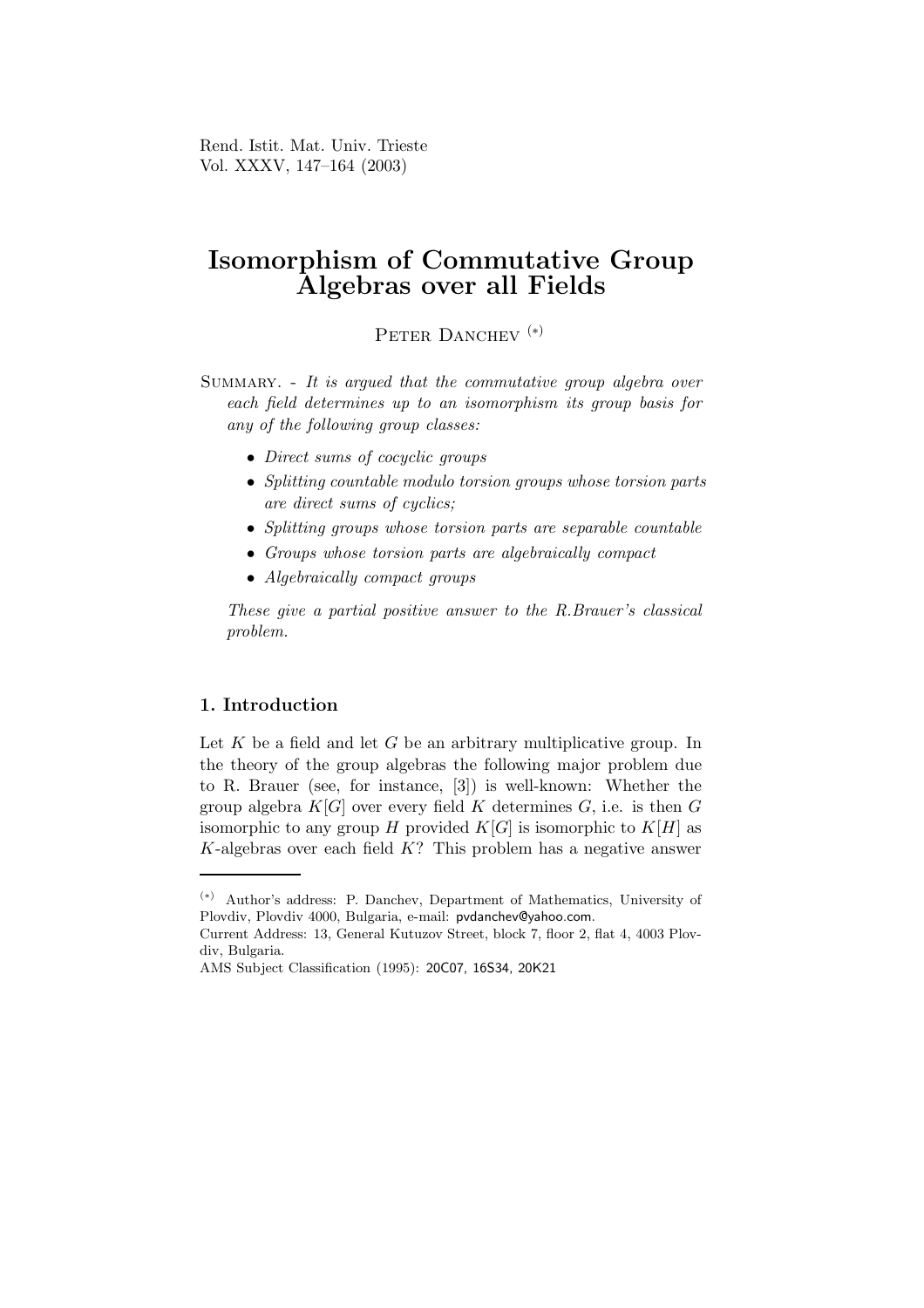# Isomorphism of Commutative Group Algebras over all Fields

Peter Danchev [(*)]

Summary. - *It is argued that the commutative group algebra over each field determines up to an isomorphism its group basis for any of the following group classes:*

- *Direct sums of cocyclic groups*
- *Splitting countable modulo torsion groups whose torsion parts are direct sums of cyclics;*
- *Splitting groups whose torsion parts are separable countable*
- *Groups whose torsion parts are algebraically compact*
- *Algebraically compact groups*

*These give a partial positive answer to the R.Brauer's classical problem.*

## 1. Introduction

Let $K$ be a field and let $G$ be an arbitrary multiplicative group. In the theory of the group algebras the following major problem due to R. Brauer (see, for instance, [3]) is well-known: Whether the group algebra $K[G]$ over every field $K$ determines $G$, i.e. is then $G$ isomorphic to any group $H$ provided $K[G]$ is isomorphic to $K[H]$ as $K$-algebras over each field $K$? This problem has a negative answer

---

(*) Author's address: P. Danchev, Department of Mathematics, University of Plovdiv, Plovdiv 4000, Bulgaria, e-mail: pvdanchev@yahoo.com.

Current Address: 13, General Kutuzov Street, block 7, floor 2, flat 4, 4003 Plovdiv, Bulgaria.

AMS Subject Classification (1995): 20C07, 16S34, 20K21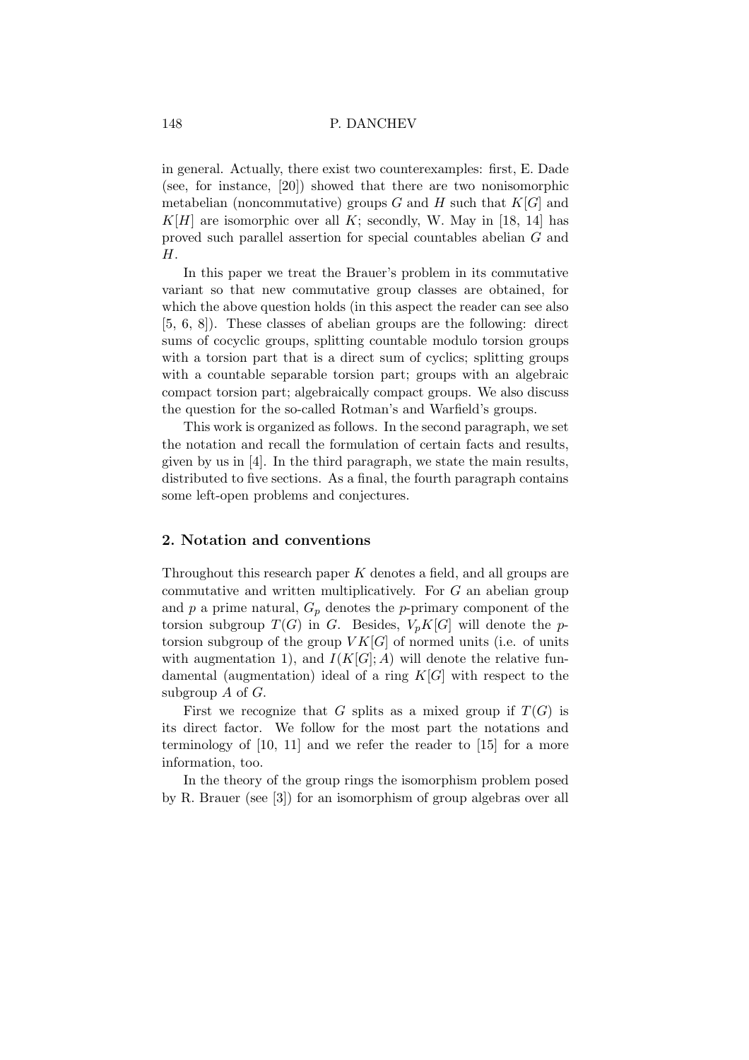in general. Actually, there exist two counterexamples: first, E. Dade (see, for instance, [20]) showed that there are two nonisomorphic metabelian (noncommutative) groups $G$ and $H$ such that $K[G]$ and $K[H]$ are isomorphic over all $K$; secondly, W. May in [18, 14] has proved such parallel assertion for special countables abelian $G$ and $H$.

In this paper we treat the Brauer's problem in its commutative variant so that new commutative group classes are obtained, for which the above question holds (in this aspect the reader can see also [5, 6, 8]). These classes of abelian groups are the following: direct sums of cocyclic groups, splitting countable modulo torsion groups with a torsion part that is a direct sum of cyclics; splitting groups with a countable separable torsion part; groups with an algebraic compact torsion part; algebraically compact groups. We also discuss the question for the so-called Rotman's and Warfield's groups.

This work is organized as follows. In the second paragraph, we set the notation and recall the formulation of certain facts and results, given by us in [4]. In the third paragraph, we state the main results, distributed to five sections. As a final, the fourth paragraph contains some left-open problems and conjectures.

## 2. Notation and conventions

Throughout this research paper $K$ denotes a field, and all groups are commutative and written multiplicatively. For $G$ an abelian group and $p$ a prime natural, $G_p$ denotes the $p$-primary component of the torsion subgroup $T(G)$ in $G$. Besides, $V_pK[G]$ will denote the $p$-torsion subgroup of the group $VK[G]$ of normed units (i.e. of units with augmentation 1), and $I(K[G]; A)$ will denote the relative fundamental (augmentation) ideal of a ring $K[G]$ with respect to the subgroup $A$ of $G$.

First we recognize that $G$ splits as a mixed group if $T(G)$ is its direct factor. We follow for the most part the notations and terminology of [10, 11] and we refer the reader to [15] for a more information, too.

In the theory of the group rings the isomorphism problem posed by R. Brauer (see [3]) for an isomorphism of group algebras over all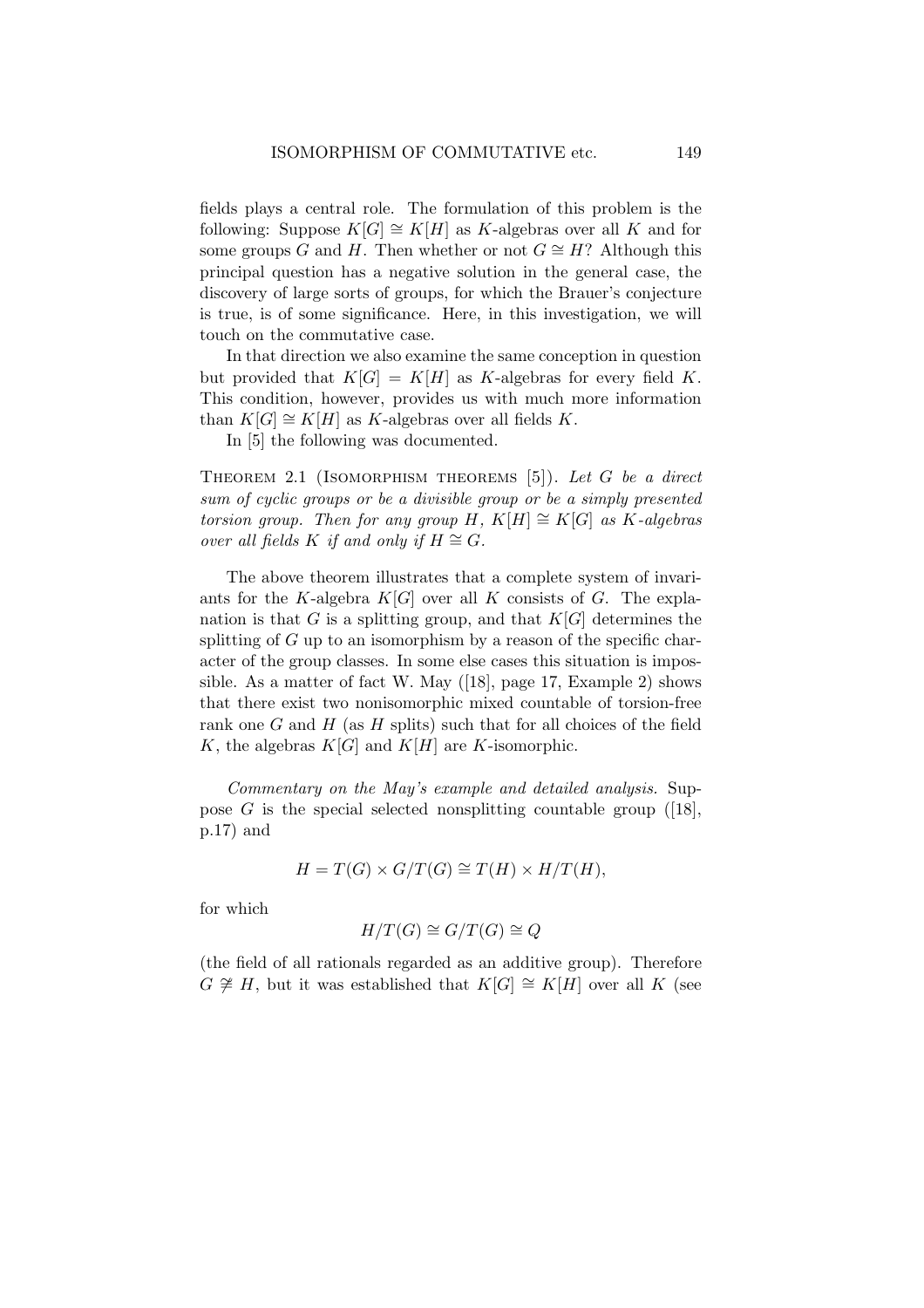fields plays a central role. The formulation of this problem is the following: Suppose $K[G] \cong K[H]$ as $K$-algebras over all $K$ and for some groups $G$ and $H$. Then whether or not $G \cong H$? Although this principal question has a negative solution in the general case, the discovery of large sorts of groups, for which the Brauer's conjecture is true, is of some significance. Here, in this investigation, we will touch on the commutative case.

In that direction we also examine the same conception in question but provided that $K[G] = K[H]$ as $K$-algebras for every field $K$. This condition, however, provides us with much more information than $K[G] \cong K[H]$ as $K$-algebras over all fields $K$.

In [5] the following was documented.

**Theorem 2.1** (Isomorphism theorems [5]). *Let $G$ be a direct sum of cyclic groups or be a divisible group or be a simply presented torsion group. Then for any group $H$, $K[H] \cong K[G]$ as $K$-algebras over all fields $K$ if and only if $H \cong G$.*

The above theorem illustrates that a complete system of invariants for the $K$-algebra $K[G]$ over all $K$ consists of $G$. The explanation is that $G$ is a splitting group, and that $K[G]$ determines the splitting of $G$ up to an isomorphism by a reason of the specific character of the group classes. In some else cases this situation is impossible. As a matter of fact W. May ([18], page 17, Example 2) shows that there exist two nonisomorphic mixed countable of torsion-free rank one $G$ and $H$ (as $H$ splits) such that for all choices of the field $K$, the algebras $K[G]$ and $K[H]$ are $K$-isomorphic.

*Commentary on the May's example and detailed analysis.* Suppose $G$ is the special selected nonsplitting countable group ([18], p.17) and

$$H = T(G) \times G/T(G) \cong T(H) \times H/T(H),$$

for which

$$H/T(G) \cong G/T(G) \cong Q$$

(the field of all rationals regarded as an additive group). Therefore $G \ncong H$, but it was established that $K[G] \cong K[H]$ over all $K$ (see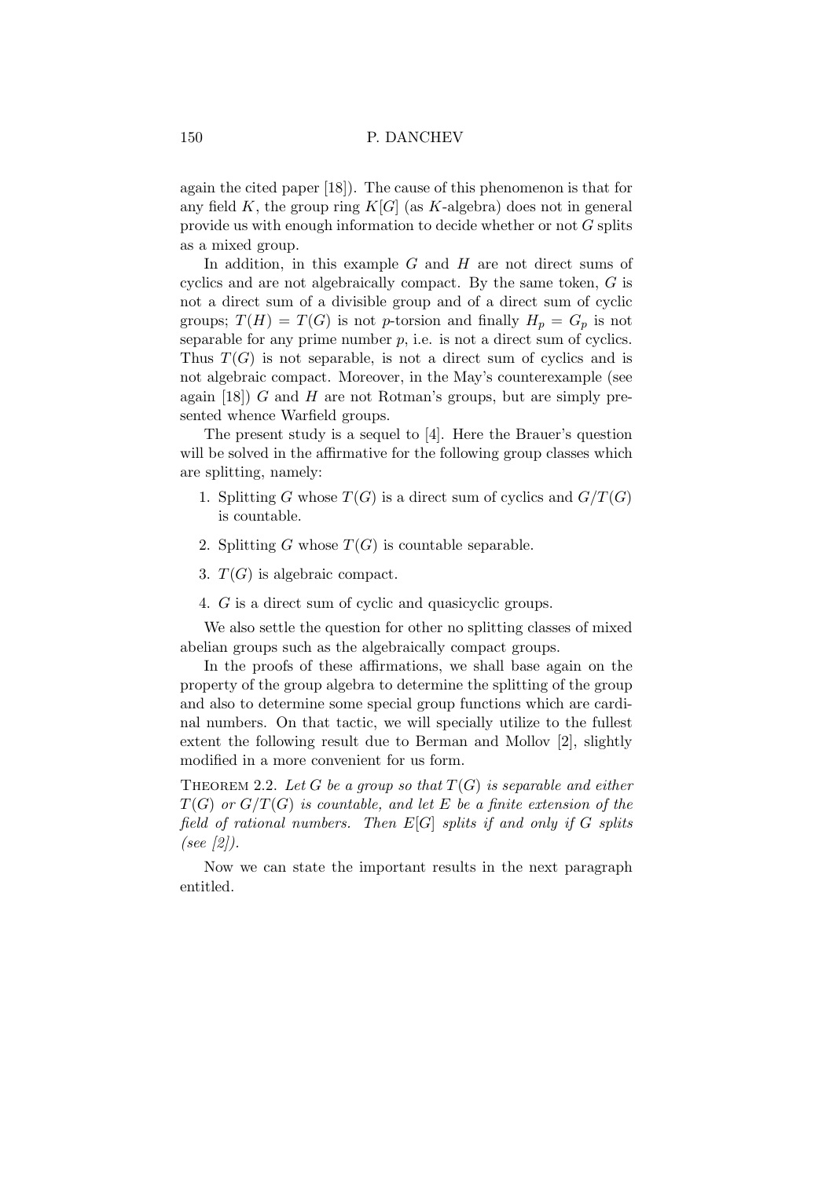again the cited paper [18]). The cause of this phenomenon is that for any field $K$, the group ring $K[G]$ (as $K$-algebra) does not in general provide us with enough information to decide whether or not $G$ splits as a mixed group.

In addition, in this example $G$ and $H$ are not direct sums of cyclics and are not algebraically compact. By the same token, $G$ is not a direct sum of a divisible group and of a direct sum of cyclic groups; $T(H) = T(G)$ is not $p$-torsion and finally $H_p = G_p$ is not separable for any prime number $p$, i.e. is not a direct sum of cyclics. Thus $T(G)$ is not separable, is not a direct sum of cyclics and is not algebraic compact. Moreover, in the May's counterexample (see again [18]) $G$ and $H$ are not Rotman's groups, but are simply presented whence Warfield groups.

The present study is a sequel to [4]. Here the Brauer's question will be solved in the affirmative for the following group classes which are splitting, namely:

1. Splitting $G$ whose $T(G)$ is a direct sum of cyclics and $G/T(G)$ is countable.
2. Splitting $G$ whose $T(G)$ is countable separable.
3. $T(G)$ is algebraic compact.
4. $G$ is a direct sum of cyclic and quasicyclic groups.

We also settle the question for other no splitting classes of mixed abelian groups such as the algebraically compact groups.

In the proofs of these affirmations, we shall base again on the property of the group algebra to determine the splitting of the group and also to determine some special group functions which are cardinal numbers. On that tactic, we will specially utilize to the fullest extent the following result due to Berman and Mollov [2], slightly modified in a more convenient for us form.

Theorem 2.2. *Let $G$ be a group so that $T(G)$ is separable and either $T(G)$ or $G/T(G)$ is countable, and let $E$ be a finite extension of the field of rational numbers. Then $E[G]$ splits if and only if $G$ splits (see [2]).*

Now we can state the important results in the next paragraph entitled.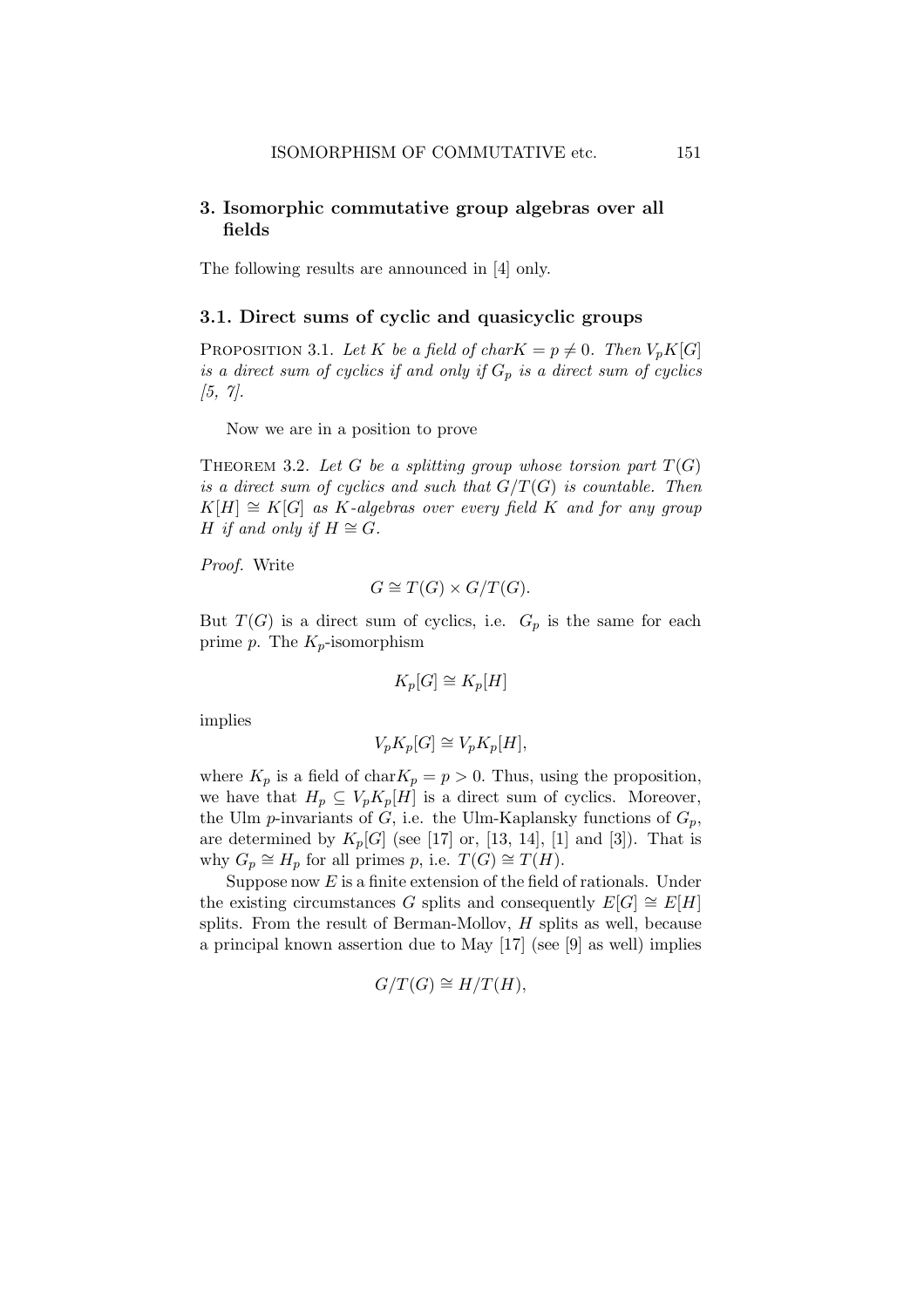## 3. Isomorphic commutative group algebras over all fields

The following results are announced in [4] only.

### 3.1. Direct sums of cyclic and quasicyclic groups

Proposition 3.1. *Let $K$ be a field of char$K = p \neq 0$. Then $V_pK[G]$ is a direct sum of cyclics if and only if $G_p$ is a direct sum of cyclics [5, 7].*

Now we are in a position to prove

Theorem 3.2. *Let $G$ be a splitting group whose torsion part $T(G)$ is a direct sum of cyclics and such that $G/T(G)$ is countable. Then $K[H] \cong K[G]$ as $K$-algebras over every field $K$ and for any group $H$ if and only if $H \cong G$.*

*Proof.* Write

$$G \cong T(G) \times G/T(G).$$

But $T(G)$ is a direct sum of cyclics, i.e. $G_p$ is the same for each prime $p$. The $K_p$-isomorphism

$$K_p[G] \cong K_p[H]$$

implies

$$V_pK_p[G] \cong V_pK_p[H],$$

where $K_p$ is a field of char$K_p = p > 0$. Thus, using the proposition, we have that $H_p \subseteq V_pK_p[H]$ is a direct sum of cyclics. Moreover, the Ulm $p$-invariants of $G$, i.e. the Ulm-Kaplansky functions of $G_p$, are determined by $K_p[G]$ (see [17] or, [13, 14], [1] and [3]). That is why $G_p \cong H_p$ for all primes $p$, i.e. $T(G) \cong T(H)$.

Suppose now $E$ is a finite extension of the field of rationals. Under the existing circumstances $G$ splits and consequently $E[G] \cong E[H]$ splits. From the result of Berman-Mollov, $H$ splits as well, because a principal known assertion due to May [17] (see [9] as well) implies

$$G/T(G) \cong H/T(H),$$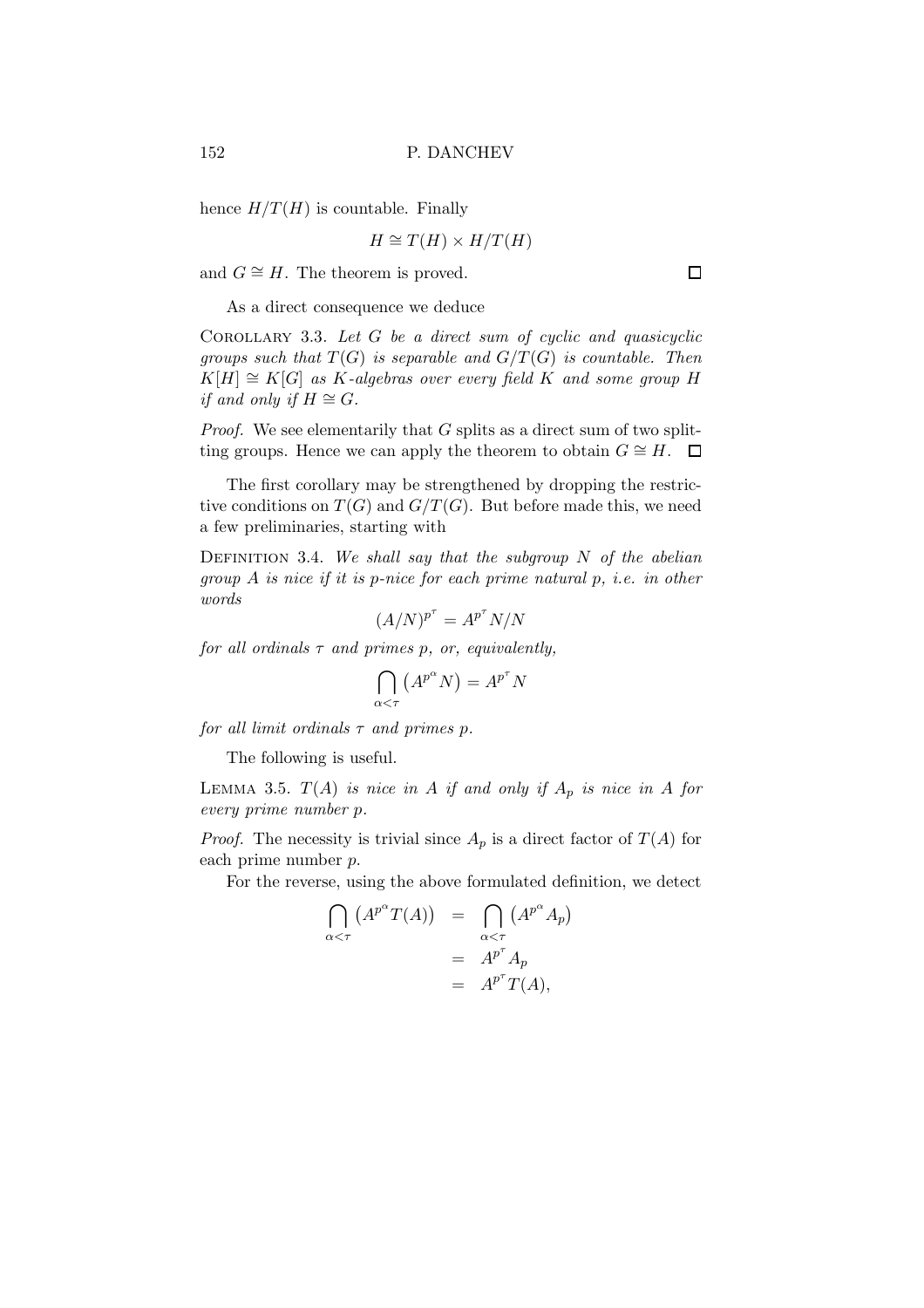hence $H/T(H)$ is countable. Finally

$$H \cong T(H) \times H/T(H)$$

and $G \cong H$. The theorem is proved. $\square$

As a direct consequence we deduce

COROLLARY 3.3. *Let $G$ be a direct sum of cyclic and quasicyclic groups such that $T(G)$ is separable and $G/T(G)$ is countable. Then $K[H] \cong K[G]$ as $K$-algebras over every field $K$ and some group $H$ if and only if $H \cong G$.*

*Proof.* We see elementarily that $G$ splits as a direct sum of two splitting groups. Hence we can apply the theorem to obtain $G \cong H$. $\square$

The first corollary may be strengthened by dropping the restrictive conditions on $T(G)$ and $G/T(G)$. But before made this, we need a few preliminaries, starting with

DEFINITION 3.4. *We shall say that the subgroup $N$ of the abelian group $A$ is nice if it is $p$-nice for each prime natural $p$, i.e. in other words*

$$(A/N)^{p^\tau} = A^{p^\tau} N/N$$

*for all ordinals $\tau$ and primes $p$, or, equivalently,*

$$\bigcap_{\alpha<\tau} \left(A^{p^\alpha} N\right) = A^{p^\tau} N$$

*for all limit ordinals $\tau$ and primes $p$.*

The following is useful.

LEMMA 3.5. *$T(A)$ is nice in $A$ if and only if $A_p$ is nice in $A$ for every prime number $p$.*

*Proof.* The necessity is trivial since $A_p$ is a direct factor of $T(A)$ for each prime number $p$.

For the reverse, using the above formulated definition, we detect

$$\begin{aligned}
\bigcap_{\alpha<\tau} \left(A^{p^\alpha} T(A)\right) &= \bigcap_{\alpha<\tau} \left(A^{p^\alpha} A_p\right) \\
&= A^{p^\tau} A_p \\
&= A^{p^\tau} T(A),
\end{aligned}$$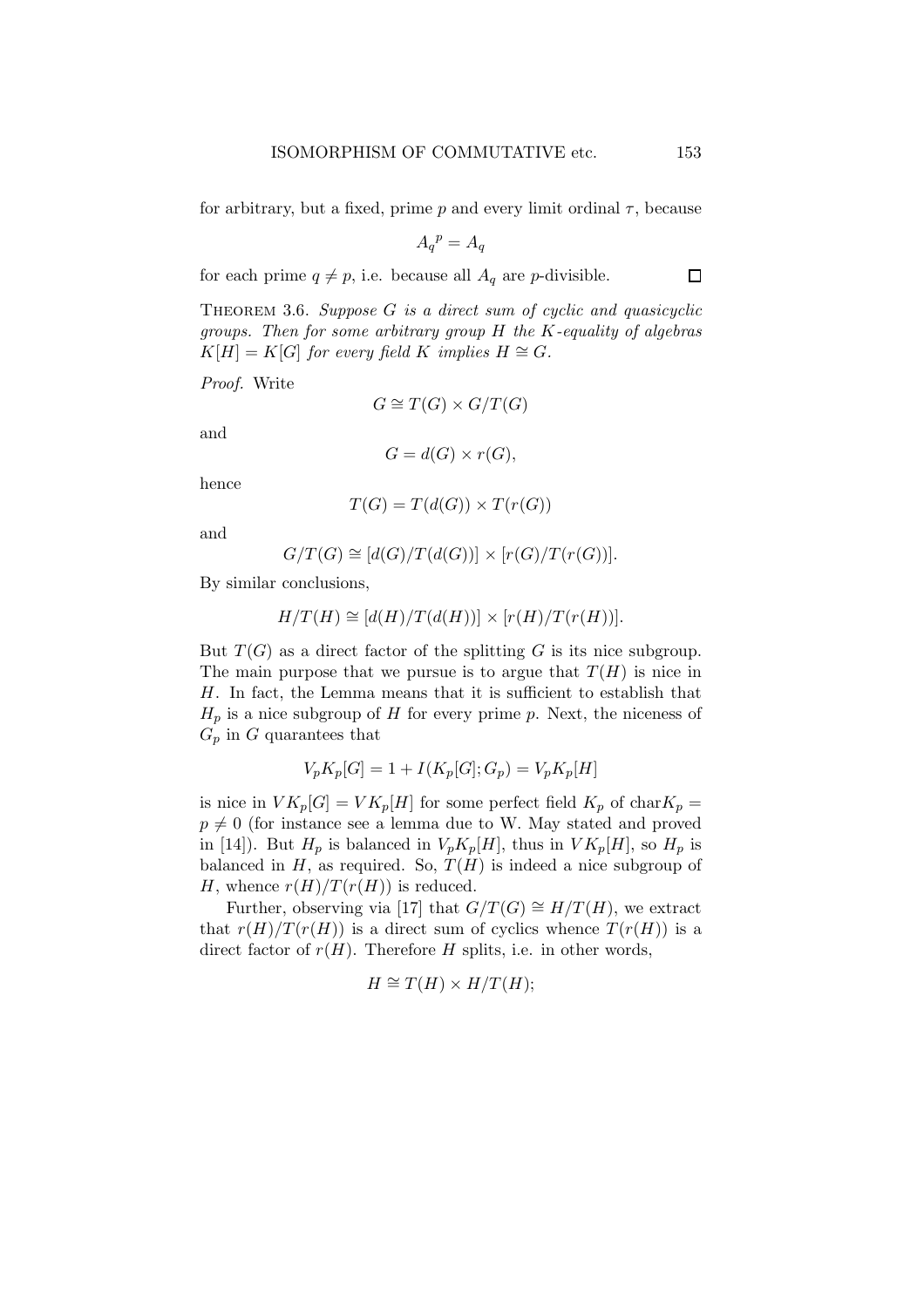for arbitrary, but a fixed, prime $p$ and every limit ordinal $\tau$, because

$$A_q{}^p = A_q$$

for each prime $q \neq p$, i.e. because all $A_q$ are $p$-divisible. $\square$

Theorem 3.6. *Suppose $G$ is a direct sum of cyclic and quasicyclic groups. Then for some arbitrary group $H$ the $K$-equality of algebras $K[H] = K[G]$ for every field $K$ implies $H \cong G$.*

*Proof.* Write

$$G \cong T(G) \times G/T(G)$$

and

$$G = d(G) \times r(G),$$

hence

$$T(G) = T(d(G)) \times T(r(G))$$

and

$$G/T(G) \cong [d(G)/T(d(G))] \times [r(G)/T(r(G))].$$

By similar conclusions,

$$H/T(H) \cong [d(H)/T(d(H))] \times [r(H)/T(r(H))].$$

But $T(G)$ as a direct factor of the splitting $G$ is its nice subgroup. The main purpose that we pursue is to argue that $T(H)$ is nice in $H$. In fact, the Lemma means that it is sufficient to establish that $H_p$ is a nice subgroup of $H$ for every prime $p$. Next, the niceness of $G_p$ in $G$ quarantees that

$$V_pK_p[G] = 1 + I(K_p[G]; G_p) = V_pK_p[H]$$

is nice in $VK_p[G] = VK_p[H]$ for some perfect field $K_p$ of char$K_p = p \neq 0$ (for instance see a lemma due to W. May stated and proved in [14]). But $H_p$ is balanced in $V_pK_p[H]$, thus in $VK_p[H]$, so $H_p$ is balanced in $H$, as required. So, $T(H)$ is indeed a nice subgroup of $H$, whence $r(H)/T(r(H))$ is reduced.

Further, observing via [17] that $G/T(G) \cong H/T(H)$, we extract that $r(H)/T(r(H))$ is a direct sum of cyclics whence $T(r(H))$ is a direct factor of $r(H)$. Therefore $H$ splits, i.e. in other words,

$$H \cong T(H) \times H/T(H);$$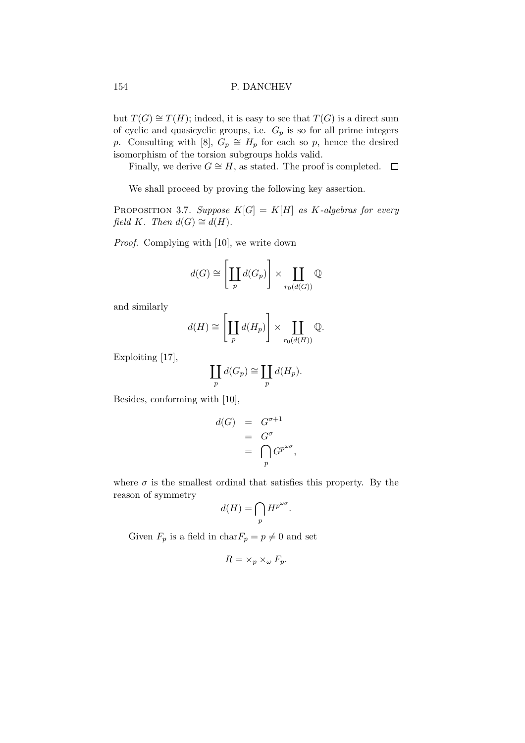but $T(G) \cong T(H)$; indeed, it is easy to see that $T(G)$ is a direct sum of cyclic and quasicyclic groups, i.e. $G_p$ is so for all prime integers $p$. Consulting with [8], $G_p \cong H_p$ for each so $p$, hence the desired isomorphism of the torsion subgroups holds valid.

Finally, we derive $G \cong H$, as stated. The proof is completed. $\square$

We shall proceed by proving the following key assertion.

PROPOSITION 3.7. *Suppose $K[G] = K[H]$ as $K$-algebras for every field $K$. Then $d(G) \cong d(H)$.*

*Proof.* Complying with [10], we write down

$$d(G) \cong \left[\coprod_p d(G_p)\right] \times \coprod_{r_0(d(G))} \mathbb{Q}$$

and similarly

$$d(H) \cong \left[\coprod_p d(H_p)\right] \times \coprod_{r_0(d(H))} \mathbb{Q}.$$

Exploiting [17],

$$\coprod_p d(G_p) \cong \coprod_p d(H_p).$$

Besides, conforming with [10],

$$\begin{aligned} d(G) &= G^{\sigma+1} \\ &= G^{\sigma} \\ &= \bigcap_p G^{p^{\omega\sigma}}, \end{aligned}$$

where $\sigma$ is the smallest ordinal that satisfies this property. By the reason of symmetry

$$d(H) = \bigcap_p H^{p^{\omega\sigma}}.$$

Given $F_p$ is a field in $\mathrm{char} F_p = p \neq 0$ and set

$$R = \times_p \times_\omega F_p.$$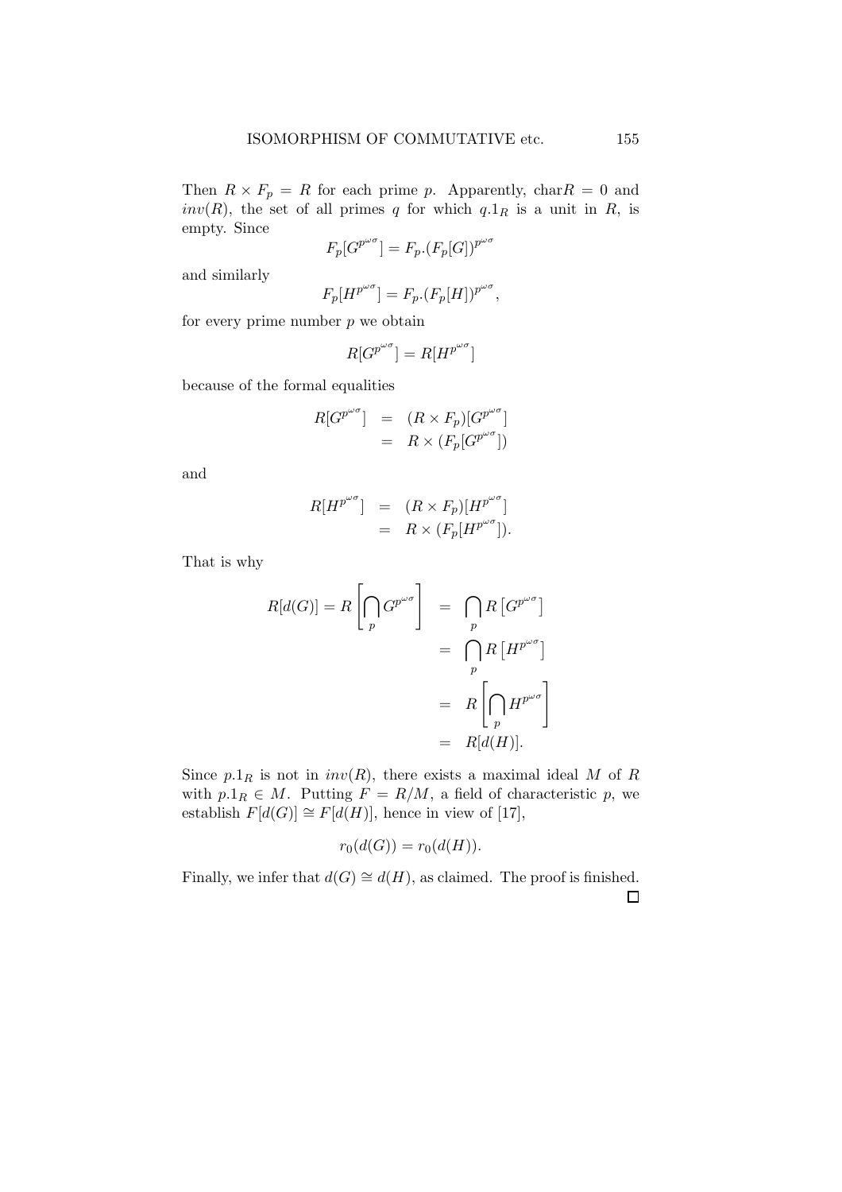Then $R \times F_p = R$ for each prime $p$. Apparently, $\text{char}R = 0$ and $inv(R)$, the set of all primes $q$ for which $q.1_R$ is a unit in $R$, is empty. Since

$$F_p[G^{p^{\omega\sigma}}] = F_p.(F_p[G])^{p^{\omega\sigma}}$$

and similarly

$$F_p[H^{p^{\omega\sigma}}] = F_p.(F_p[H])^{p^{\omega\sigma}},$$

for every prime number $p$ we obtain

$$R[G^{p^{\omega\sigma}}] = R[H^{p^{\omega\sigma}}]$$

because of the formal equalities

$$\begin{aligned} R[G^{p^{\omega\sigma}}] &= (R \times F_p)[G^{p^{\omega\sigma}}] \\ &= R \times (F_p[G^{p^{\omega\sigma}}]) \end{aligned}$$

and

$$\begin{aligned} R[H^{p^{\omega\sigma}}] &= (R \times F_p)[H^{p^{\omega\sigma}}] \\ &= R \times (F_p[H^{p^{\omega\sigma}}]). \end{aligned}$$

That is why

$$\begin{aligned} R[d(G)] = R\left[\bigcap_p G^{p^{\omega\sigma}}\right] &= \bigcap_p R\left[G^{p^{\omega\sigma}}\right] \\ &= \bigcap_p R\left[H^{p^{\omega\sigma}}\right] \\ &= R\left[\bigcap_p H^{p^{\omega\sigma}}\right] \\ &= R[d(H)]. \end{aligned}$$

Since $p.1_R$ is not in $inv(R)$, there exists a maximal ideal $M$ of $R$ with $p.1_R \in M$. Putting $F = R/M$, a field of characteristic $p$, we establish $F[d(G)] \cong F[d(H)]$, hence in view of [17],

$$r_0(d(G)) = r_0(d(H)).$$

Finally, we infer that $d(G) \cong d(H)$, as claimed. The proof is finished. □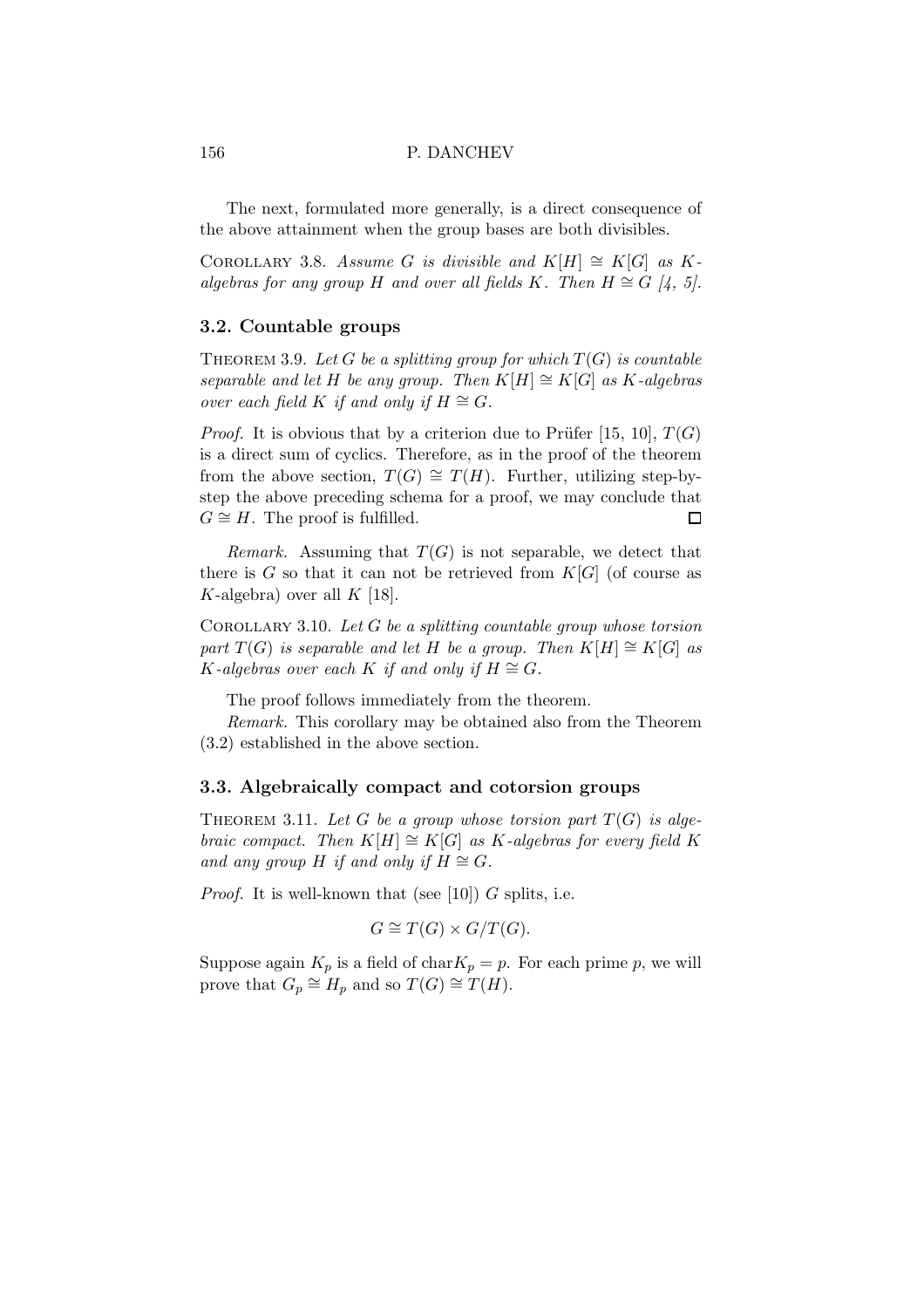The next, formulated more generally, is a direct consequence of the above attainment when the group bases are both divisibles.

Corollary 3.8. *Assume $G$ is divisible and $K[H] \cong K[G]$ as $K$-algebras for any group $H$ and over all fields $K$. Then $H \cong G$ [4, 5].*

### 3.2. Countable groups

Theorem 3.9. *Let $G$ be a splitting group for which $T(G)$ is countable separable and let $H$ be any group. Then $K[H] \cong K[G]$ as $K$-algebras over each field $K$ if and only if $H \cong G$.*

*Proof.* It is obvious that by a criterion due to Prüfer [15, 10], $T(G)$ is a direct sum of cyclics. Therefore, as in the proof of the theorem from the above section, $T(G) \cong T(H)$. Further, utilizing step-by-step the above preceding schema for a proof, we may conclude that $G \cong H$. The proof is fulfilled. □

*Remark.* Assuming that $T(G)$ is not separable, we detect that there is $G$ so that it can not be retrieved from $K[G]$ (of course as $K$-algebra) over all $K$ [18].

Corollary 3.10. *Let $G$ be a splitting countable group whose torsion part $T(G)$ is separable and let $H$ be a group. Then $K[H] \cong K[G]$ as $K$-algebras over each $K$ if and only if $H \cong G$.*

The proof follows immediately from the theorem.

*Remark.* This corollary may be obtained also from the Theorem (3.2) established in the above section.

### 3.3. Algebraically compact and cotorsion groups

Theorem 3.11. *Let $G$ be a group whose torsion part $T(G)$ is algebraic compact. Then $K[H] \cong K[G]$ as $K$-algebras for every field $K$ and any group $H$ if and only if $H \cong G$.*

*Proof.* It is well-known that (see [10]) $G$ splits, i.e.

$$G \cong T(G) \times G/T(G).$$

Suppose again $K_p$ is a field of $\text{char} K_p = p$. For each prime $p$, we will prove that $G_p \cong H_p$ and so $T(G) \cong T(H)$.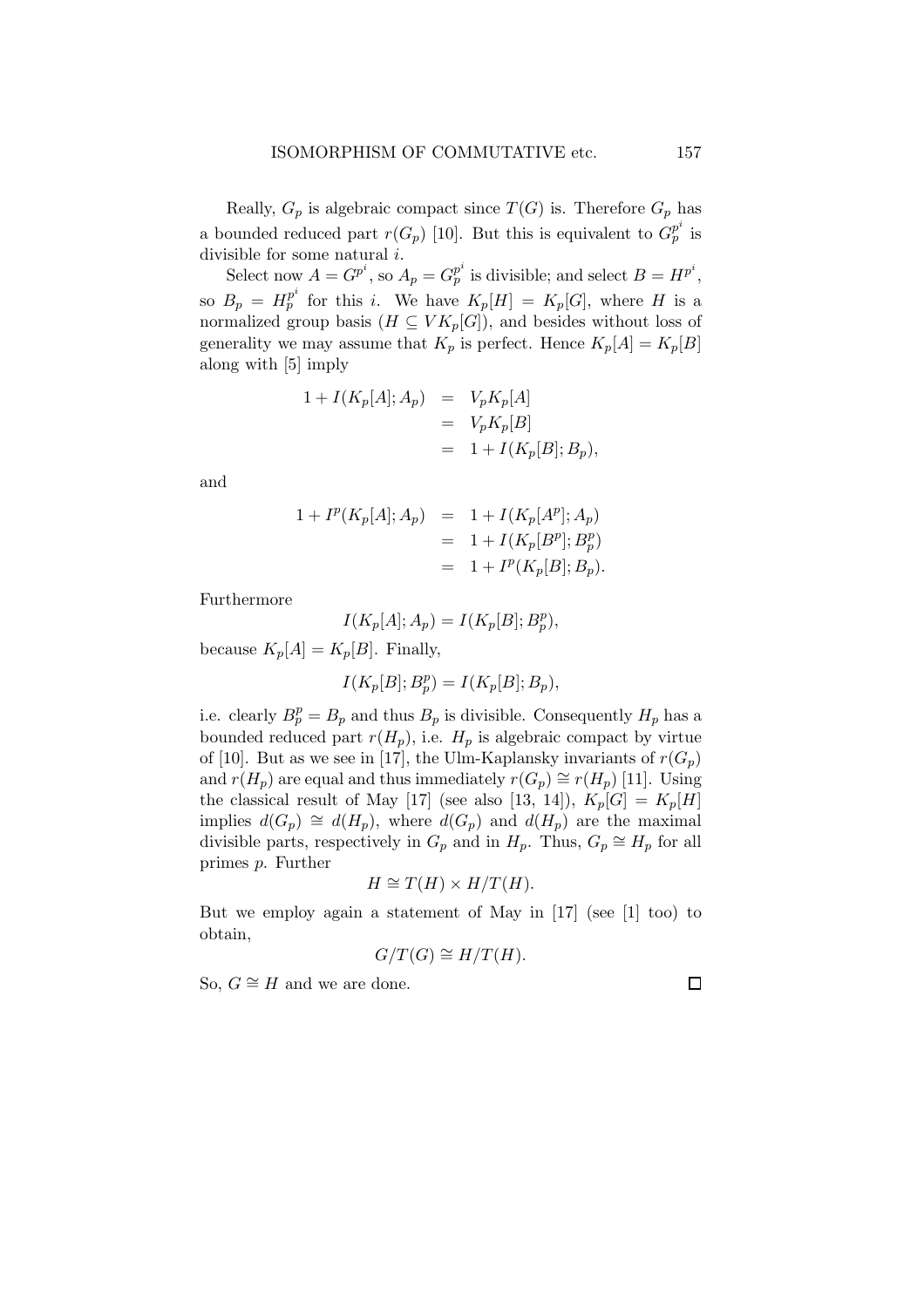Really, $G_p$ is algebraic compact since $T(G)$ is. Therefore $G_p$ has a bounded reduced part $r(G_p)$ [10]. But this is equivalent to $G_p^{p^i}$ is divisible for some natural $i$.

Select now $A = G^{p^i}$, so $A_p = G_p^{p^i}$ is divisible; and select $B = H^{p^i}$, so $B_p = H_p^{p^i}$ for this $i$. We have $K_p[H] = K_p[G]$, where $H$ is a normalized group basis ($H \subseteq VK_p[G]$), and besides without loss of generality we may assume that $K_p$ is perfect. Hence $K_p[A] = K_p[B]$ along with [5] imply

$$
\begin{aligned}
1 + I(K_p[A]; A_p) &= V_pK_p[A] \\
&= V_pK_p[B] \\
&= 1 + I(K_p[B]; B_p),
\end{aligned}
$$

and

$$
\begin{aligned}
1 + I^p(K_p[A]; A_p) &= 1 + I(K_p[A^p]; A_p) \\
&= 1 + I(K_p[B^p]; B_p^p) \\
&= 1 + I^p(K_p[B]; B_p).
\end{aligned}
$$

Furthermore

$$I(K_p[A]; A_p) = I(K_p[B]; B_p^p),$$

because $K_p[A] = K_p[B]$. Finally,

$$I(K_p[B]; B_p^p) = I(K_p[B]; B_p),$$

i.e. clearly $B_p^p = B_p$ and thus $B_p$ is divisible. Consequently $H_p$ has a bounded reduced part $r(H_p)$, i.e. $H_p$ is algebraic compact by virtue of [10]. But as we see in [17], the Ulm-Kaplansky invariants of $r(G_p)$ and $r(H_p)$ are equal and thus immediately $r(G_p) \cong r(H_p)$ [11]. Using the classical result of May [17] (see also [13, 14]), $K_p[G] = K_p[H]$ implies $d(G_p) \cong d(H_p)$, where $d(G_p)$ and $d(H_p)$ are the maximal divisible parts, respectively in $G_p$ and in $H_p$. Thus, $G_p \cong H_p$ for all primes $p$. Further

$$H \cong T(H) \times H/T(H).$$

But we employ again a statement of May in [17] (see [1] too) to obtain,

$$G/T(G) \cong H/T(H).$$

So, $G \cong H$ and we are done. □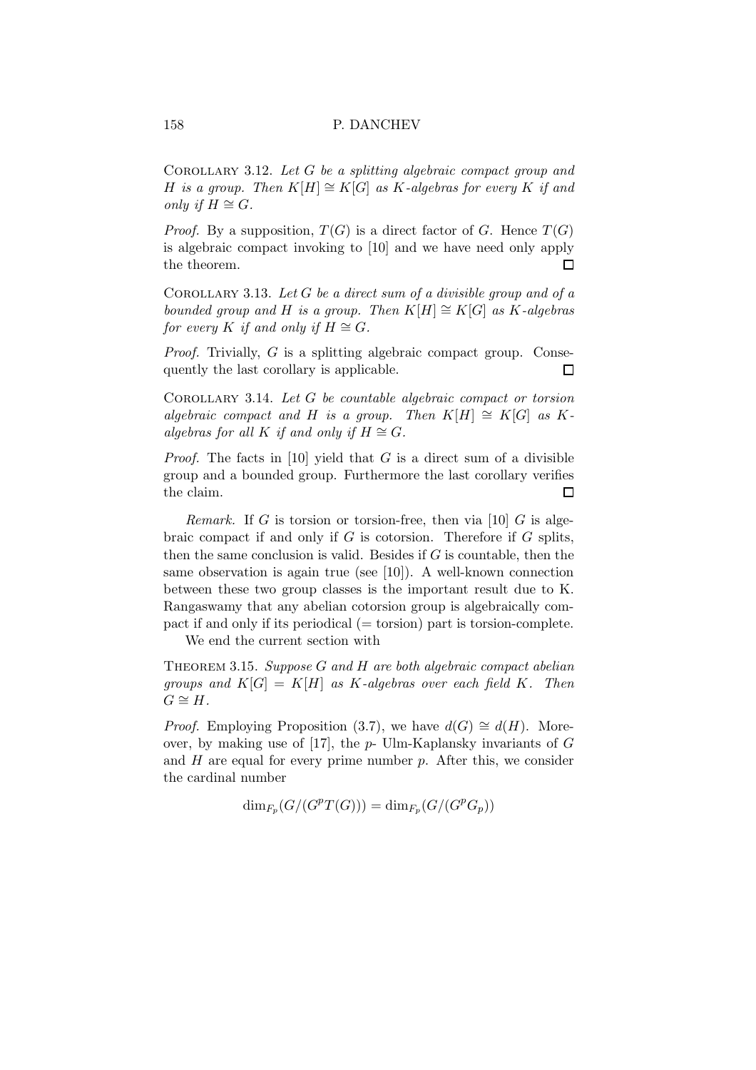Corollary 3.12. *Let $G$ be a splitting algebraic compact group and $H$ is a group. Then $K[H] \cong K[G]$ as $K$-algebras for every $K$ if and only if $H \cong G$.*

*Proof.* By a supposition, $T(G)$ is a direct factor of $G$. Hence $T(G)$ is algebraic compact invoking to [10] and we have need only apply the theorem. ☐

Corollary 3.13. *Let $G$ be a direct sum of a divisible group and of a bounded group and $H$ is a group. Then $K[H] \cong K[G]$ as $K$-algebras for every $K$ if and only if $H \cong G$.*

*Proof.* Trivially, $G$ is a splitting algebraic compact group. Consequently the last corollary is applicable. ☐

Corollary 3.14. *Let $G$ be countable algebraic compact or torsion algebraic compact and $H$ is a group. Then $K[H] \cong K[G]$ as $K$-algebras for all $K$ if and only if $H \cong G$.*

*Proof.* The facts in [10] yield that $G$ is a direct sum of a divisible group and a bounded group. Furthermore the last corollary verifies the claim. ☐

*Remark.* If $G$ is torsion or torsion-free, then via [10] $G$ is algebraic compact if and only if $G$ is cotorsion. Therefore if $G$ splits, then the same conclusion is valid. Besides if $G$ is countable, then the same observation is again true (see [10]). A well-known connection between these two group classes is the important result due to K. Rangaswamy that any abelian cotorsion group is algebraically compact if and only if its periodical (= torsion) part is torsion-complete.

We end the current section with

Theorem 3.15. *Suppose $G$ and $H$ are both algebraic compact abelian groups and $K[G] = K[H]$ as $K$-algebras over each field $K$. Then $G \cong H$.*

*Proof.* Employing Proposition (3.7), we have $d(G) \cong d(H)$. Moreover, by making use of [17], the $p$- Ulm-Kaplansky invariants of $G$ and $H$ are equal for every prime number $p$. After this, we consider the cardinal number

$$\dim_{F_p}(G/(G^pT(G))) = \dim_{F_p}(G/(G^pG_p))$$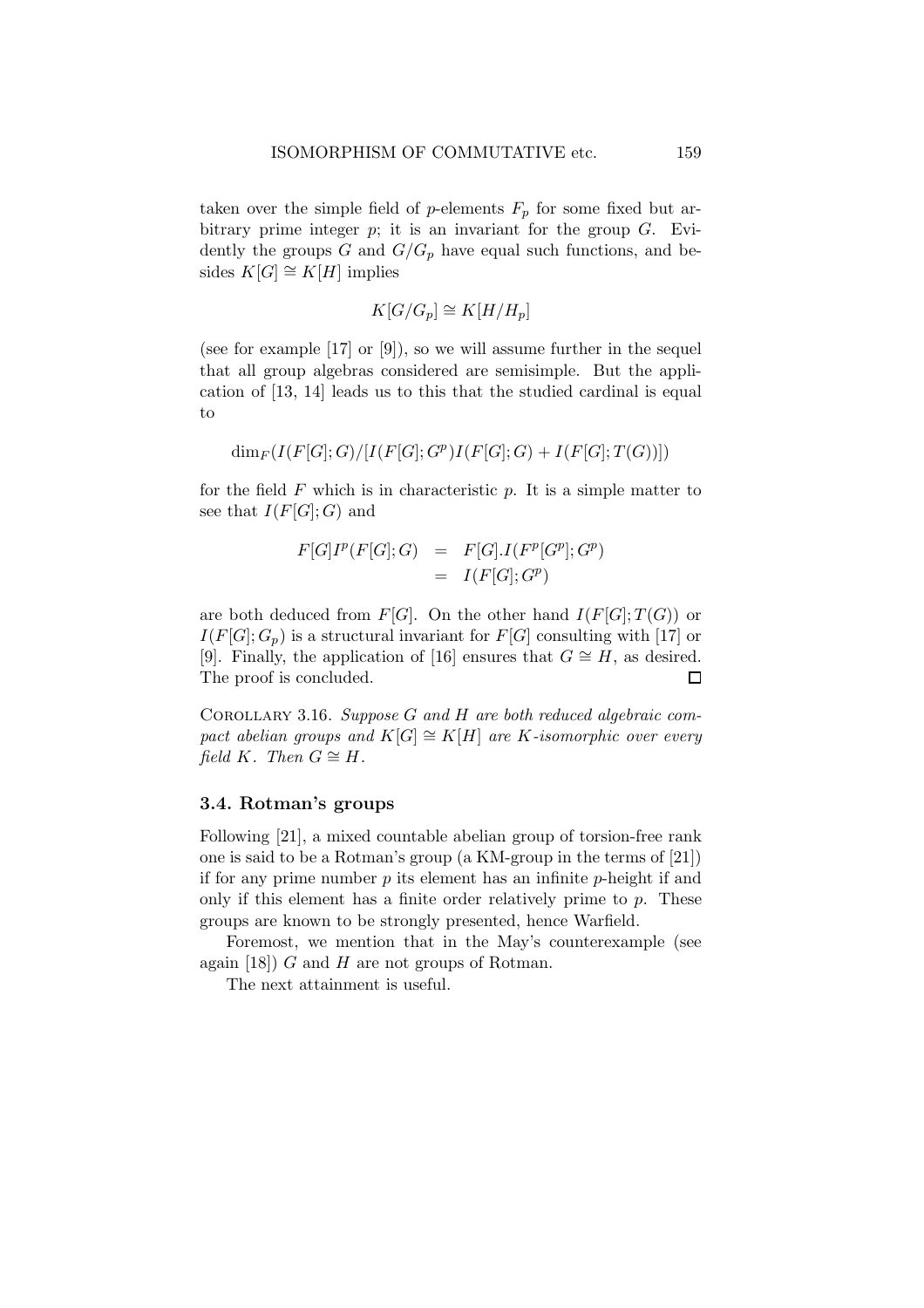taken over the simple field of $p$-elements $F_p$ for some fixed but arbitrary prime integer $p$; it is an invariant for the group $G$. Evidently the groups $G$ and $G/G_p$ have equal such functions, and besides $K[G] \cong K[H]$ implies

$$K[G/G_p] \cong K[H/H_p]$$

(see for example [17] or [9]), so we will assume further in the sequel that all group algebras considered are semisimple. But the application of [13, 14] leads us to this that the studied cardinal is equal to

$$\dim_F(I(F[G]; G)/[I(F[G]; G^p)I(F[G]; G) + I(F[G]; T(G))])$$

for the field $F$ which is in characteristic $p$. It is a simple matter to see that $I(F[G]; G)$ and

$$\begin{aligned} F[G]I^p(F[G]; G) &= F[G].I(F^p[G^p]; G^p) \\ &= I(F[G]; G^p) \end{aligned}$$

are both deduced from $F[G]$. On the other hand $I(F[G]; T(G))$ or $I(F[G]; G_p)$ is a structural invariant for $F[G]$ consulting with [17] or [9]. Finally, the application of [16] ensures that $G \cong H$, as desired. The proof is concluded. $\square$

Corollary 3.16. *Suppose $G$ and $H$ are both reduced algebraic compact abelian groups and $K[G] \cong K[H]$ are $K$-isomorphic over every field $K$. Then $G \cong H$.*

### 3.4. Rotman's groups

Following [21], a mixed countable abelian group of torsion-free rank one is said to be a Rotman's group (a KM-group in the terms of [21]) if for any prime number $p$ its element has an infinite $p$-height if and only if this element has a finite order relatively prime to $p$. These groups are known to be strongly presented, hence Warfield.

Foremost, we mention that in the May's counterexample (see again [18]) $G$ and $H$ are not groups of Rotman.

The next attainment is useful.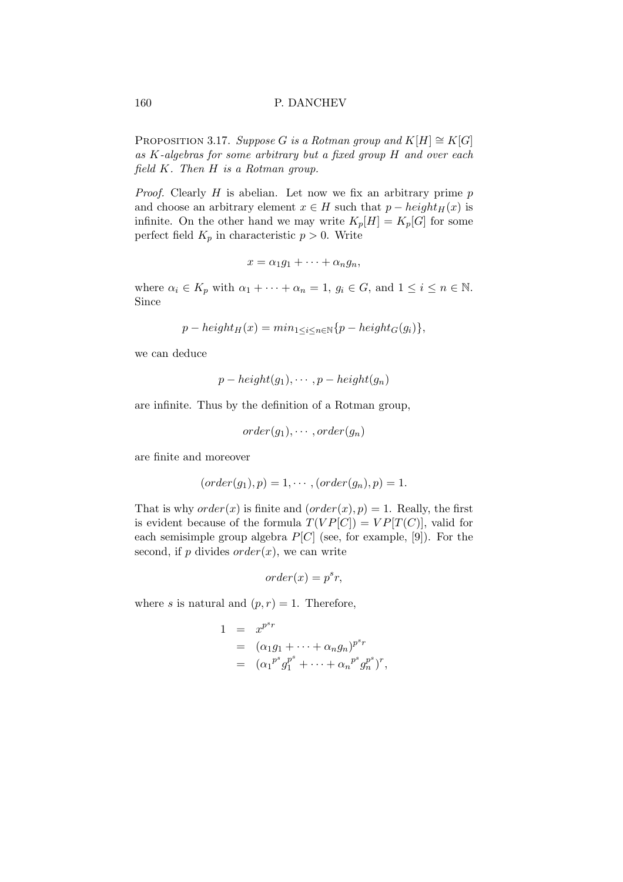Proposition 3.17. *Suppose $G$ is a Rotman group and $K[H] \cong K[G]$ as $K$-algebras for some arbitrary but a fixed group $H$ and over each field $K$. Then $H$ is a Rotman group.*

*Proof.* Clearly $H$ is abelian. Let now we fix an arbitrary prime $p$ and choose an arbitrary element $x \in H$ such that $p - height_H(x)$ is infinite. On the other hand we may write $K_p[H] = K_p[G]$ for some perfect field $K_p$ in characteristic $p > 0$. Write

$$x = \alpha_1 g_1 + \cdots + \alpha_n g_n,$$

where $\alpha_i \in K_p$ with $\alpha_1 + \cdots + \alpha_n = 1$, $g_i \in G$, and $1 \leq i \leq n \in \mathbb{N}$. Since

$$p - height_H(x) = min_{1 \leq i \leq n \in \mathbb{N}}\{p - height_G(g_i)\},$$

we can deduce

$$p - height(g_1), \cdots, p - height(g_n)$$

are infinite. Thus by the definition of a Rotman group,

$$order(g_1), \cdots, order(g_n)$$

are finite and moreover

$$(order(g_1), p) = 1, \cdots, (order(g_n), p) = 1.$$

That is why $order(x)$ is finite and $(order(x), p) = 1$. Really, the first is evident because of the formula $T(VP[C]) = VP[T(C)]$, valid for each semisimple group algebra $P[C]$ (see, for example, [9]). For the second, if $p$ divides $order(x)$, we can write

$$order(x) = p^s r,$$

where $s$ is natural and $(p, r) = 1$. Therefore,

$$\begin{aligned}
1 &= x^{p^s r} \\
&= (\alpha_1 g_1 + \cdots + \alpha_n g_n)^{p^s r} \\
&= ({\alpha_1}^{p^s} g_1^{p^s} + \cdots + {\alpha_n}^{p^s} g_n^{p^s})^r,
\end{aligned}$$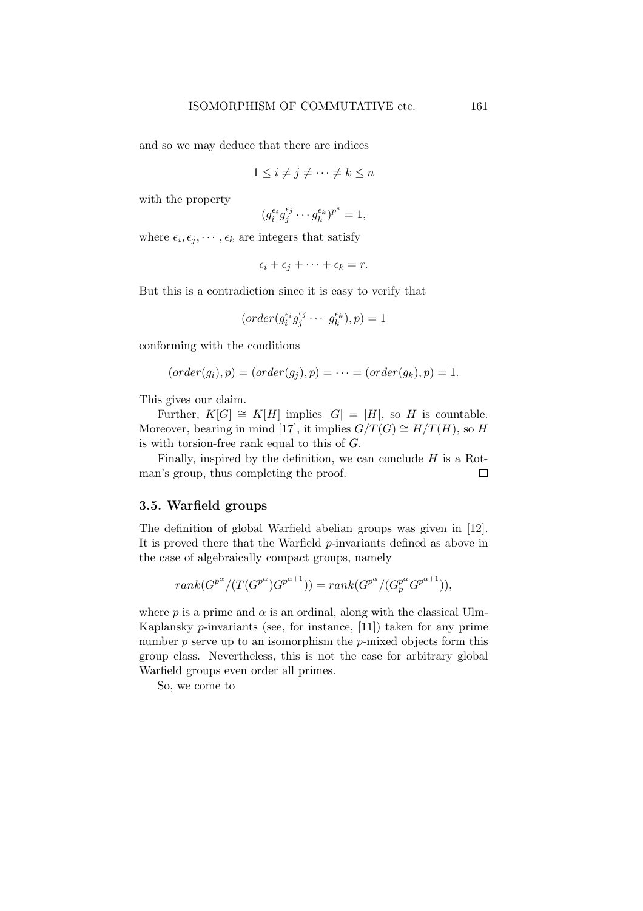and so we may deduce that there are indices

$$1 \leq i \neq j \neq \cdots \neq k \leq n$$

with the property

$$(g_i^{\epsilon_i} g_j^{\epsilon_j} \cdots g_k^{\epsilon_k})^{p^s} = 1,$$

where $\epsilon_i, \epsilon_j, \cdots, \epsilon_k$ are integers that satisfy

$$\epsilon_i + \epsilon_j + \cdots + \epsilon_k = r.$$

But this is a contradiction since it is easy to verify that

$$(order(g_i^{\epsilon_i} g_j^{\epsilon_j} \cdots\ g_k^{\epsilon_k}), p) = 1$$

conforming with the conditions

$$(order(g_i), p) = (order(g_j), p) = \cdots = (order(g_k), p) = 1.$$

This gives our claim.

Further, $K[G] \cong K[H]$ implies $|G| = |H|$, so $H$ is countable. Moreover, bearing in mind [17], it implies $G/T(G) \cong H/T(H)$, so $H$ is with torsion-free rank equal to this of $G$.

Finally, inspired by the definition, we can conclude $H$ is a Rotman's group, thus completing the proof. □

### 3.5. Warfield groups

The definition of global Warfield abelian groups was given in [12]. It is proved there that the Warfield $p$-invariants defined as above in the case of algebraically compact groups, namely

$$rank(G^{p^\alpha}/(T(G^{p^\alpha})G^{p^{\alpha+1}})) = rank(G^{p^\alpha}/(G_p^{p^\alpha} G^{p^{\alpha+1}})),$$

where $p$ is a prime and $\alpha$ is an ordinal, along with the classical Ulm-Kaplansky $p$-invariants (see, for instance, [11]) taken for any prime number $p$ serve up to an isomorphism the $p$-mixed objects form this group class. Nevertheless, this is not the case for arbitrary global Warfield groups even order all primes.

So, we come to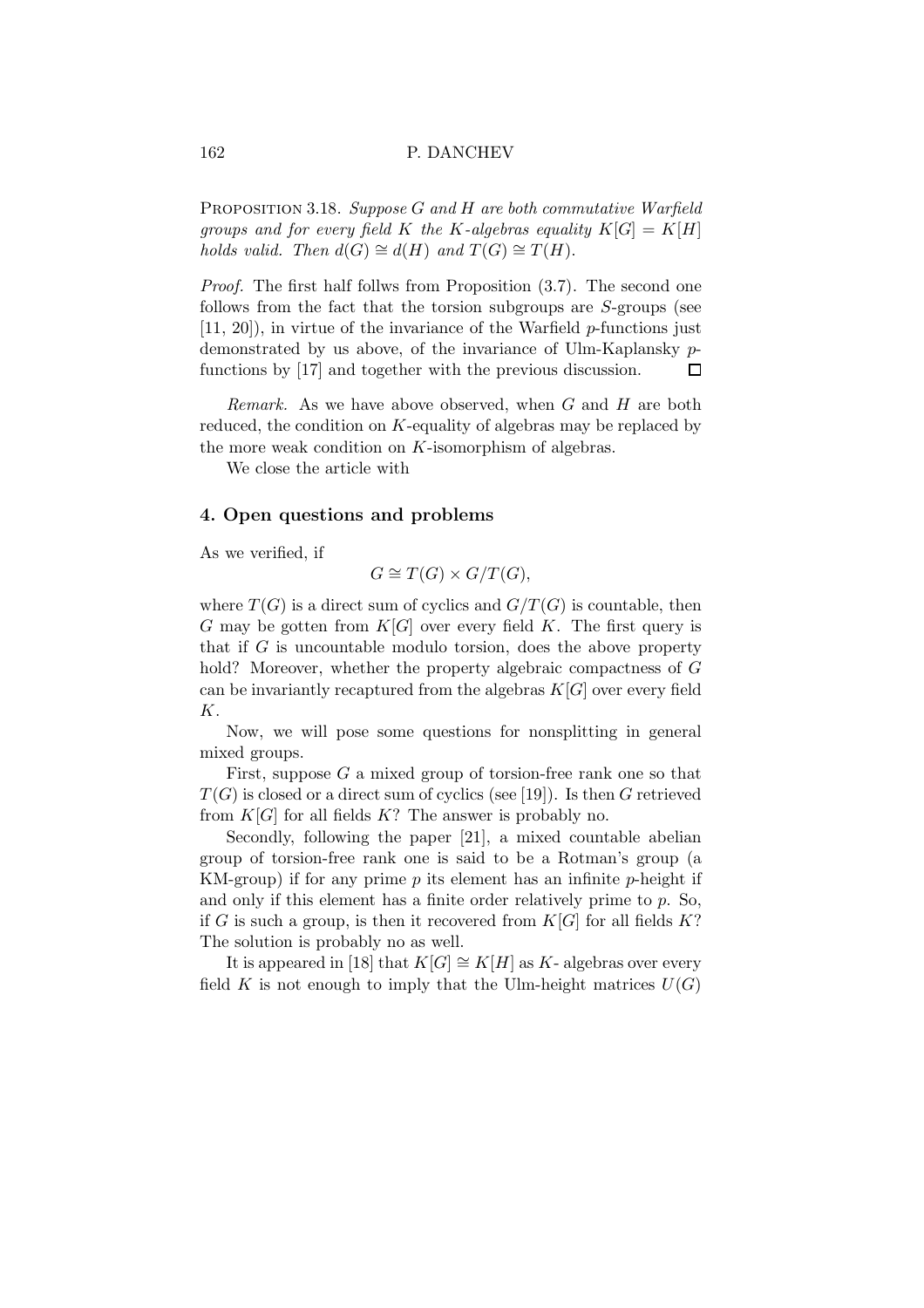Proposition 3.18. *Suppose $G$ and $H$ are both commutative Warfield groups and for every field $K$ the $K$-algebras equality $K[G] = K[H]$ holds valid. Then $d(G) \cong d(H)$ and $T(G) \cong T(H)$.*

*Proof.* The first half follws from Proposition (3.7). The second one follows from the fact that the torsion subgroups are $S$-groups (see [11, 20]), in virtue of the invariance of the Warfield $p$-functions just demonstrated by us above, of the invariance of Ulm-Kaplansky $p$-functions by [17] and together with the previous discussion. □

*Remark.* As we have above observed, when $G$ and $H$ are both reduced, the condition on $K$-equality of algebras may be replaced by the more weak condition on $K$-isomorphism of algebras.

We close the article with

## 4. Open questions and problems

As we verified, if

$$G \cong T(G) \times G/T(G),$$

where $T(G)$ is a direct sum of cyclics and $G/T(G)$ is countable, then $G$ may be gotten from $K[G]$ over every field $K$. The first query is that if $G$ is uncountable modulo torsion, does the above property hold? Moreover, whether the property algebraic compactness of $G$ can be invariantly recaptured from the algebras $K[G]$ over every field $K$.

Now, we will pose some questions for nonsplitting in general mixed groups.

First, suppose $G$ a mixed group of torsion-free rank one so that $T(G)$ is closed or a direct sum of cyclics (see [19]). Is then $G$ retrieved from $K[G]$ for all fields $K$? The answer is probably no.

Secondly, following the paper [21], a mixed countable abelian group of torsion-free rank one is said to be a Rotman's group (a KM-group) if for any prime $p$ its element has an infinite $p$-height if and only if this element has a finite order relatively prime to $p$. So, if $G$ is such a group, is then it recovered from $K[G]$ for all fields $K$? The solution is probably no as well.

It is appeared in [18] that $K[G] \cong K[H]$ as $K$- algebras over every field $K$ is not enough to imply that the Ulm-height matrices $U(G)$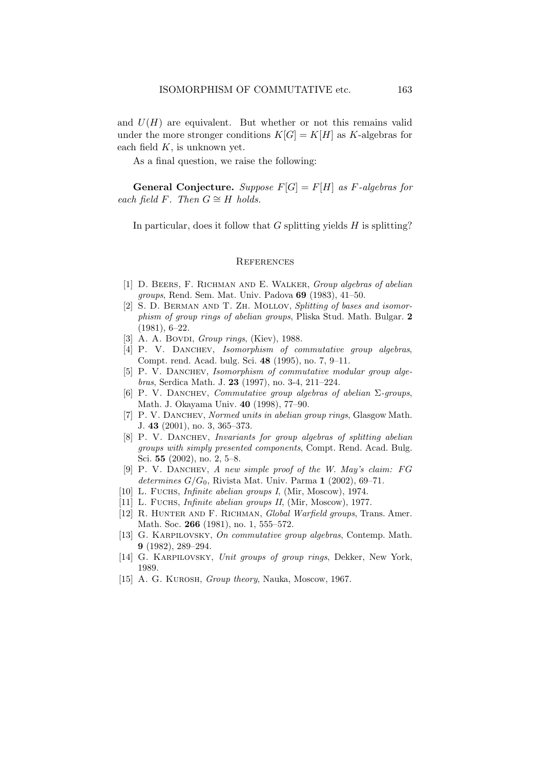and $U(H)$ are equivalent. But whether or not this remains valid under the more stronger conditions $K[G] = K[H]$ as $K$-algebras for each field $K$, is unknown yet.

As a final question, we raise the following:

**General Conjecture.** *Suppose $F[G] = F[H]$ as $F$-algebras for each field $F$. Then $G \cong H$ holds.*

In particular, does it follow that $G$ splitting yields $H$ is splitting?

## References

[1] D. Beers, F. Richman and E. Walker, *Group algebras of abelian groups*, Rend. Sem. Mat. Univ. Padova **69** (1983), 41–50.

[2] S. D. Berman and T. Zh. Mollov, *Splitting of bases and isomorphism of group rings of abelian groups*, Pliska Stud. Math. Bulgar. **2** (1981), 6–22.

[3] A. A. Bovdi, *Group rings*, (Kiev), 1988.

[4] P. V. Danchev, *Isomorphism of commutative group algebras*, Compt. rend. Acad. bulg. Sci. **48** (1995), no. 7, 9–11.

[5] P. V. Danchev, *Isomorphism of commutative modular group algebras*, Serdica Math. J. **23** (1997), no. 3-4, 211–224.

[6] P. V. Danchev, *Commutative group algebras of abelian $\Sigma$-groups*, Math. J. Okayama Univ. **40** (1998), 77–90.

[7] P. V. Danchev, *Normed units in abelian group rings*, Glasgow Math. J. **43** (2001), no. 3, 365–373.

[8] P. V. Danchev, *Invariants for group algebras of splitting abelian groups with simply presented components*, Compt. Rend. Acad. Bulg. Sci. **55** (2002), no. 2, 5–8.

[9] P. V. Danchev, *A new simple proof of the W. May's claim: $FG$ determines $G/G_0$*, Rivista Mat. Univ. Parma **1** (2002), 69–71.

[10] L. Fuchs, *Infinite abelian groups I*, (Mir, Moscow), 1974.

[11] L. Fuchs, *Infinite abelian groups II*, (Mir, Moscow), 1977.

[12] R. Hunter and F. Richman, *Global Warfield groups*, Trans. Amer. Math. Soc. **266** (1981), no. 1, 555–572.

[13] G. Karpilovsky, *On commutative group algebras*, Contemp. Math. **9** (1982), 289–294.

[14] G. Karpilovsky, *Unit groups of group rings*, Dekker, New York, 1989.

[15] A. G. Kurosh, *Group theory*, Nauka, Moscow, 1967.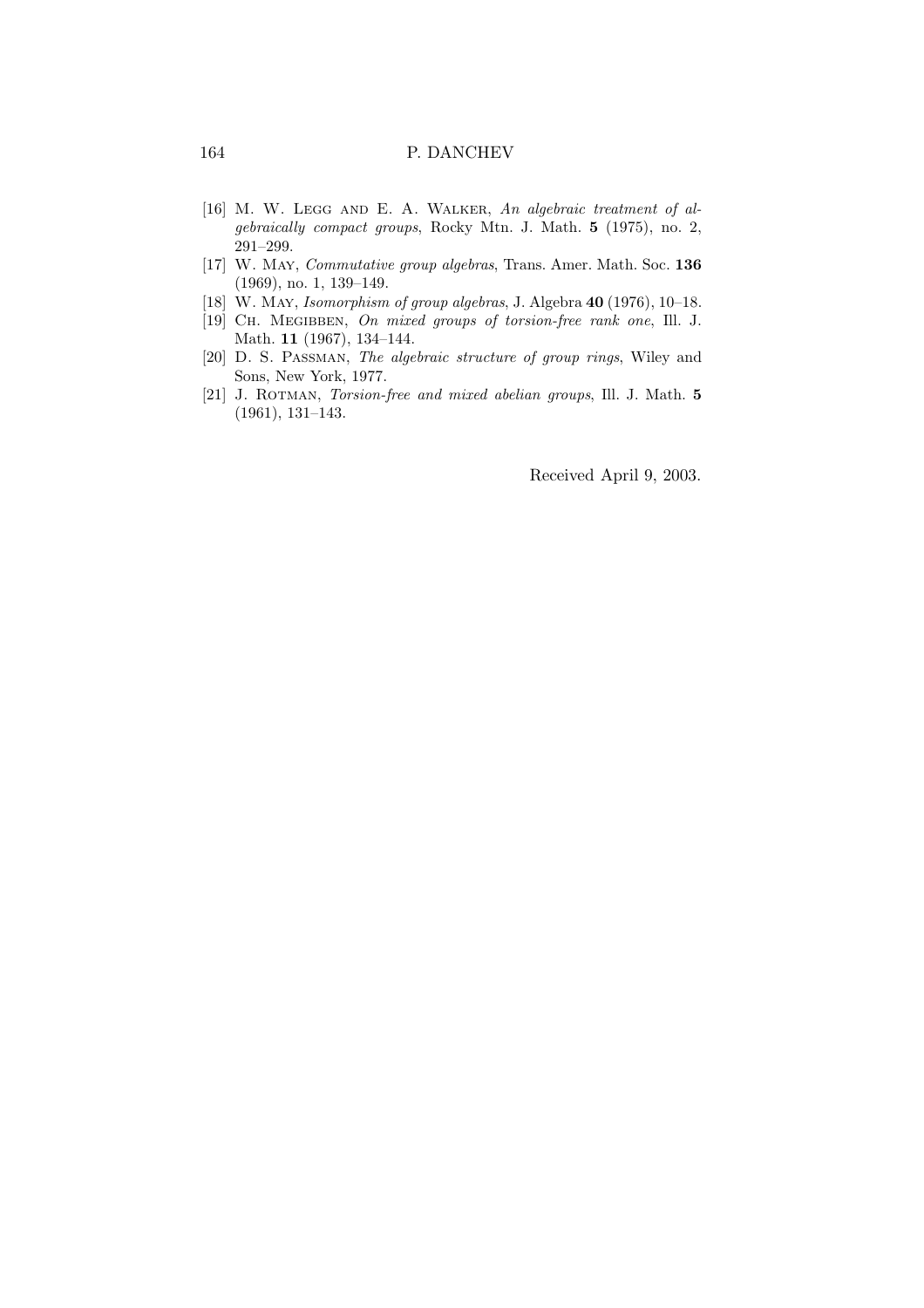[16] M. W. Legg and E. A. Walker, *An algebraic treatment of algebraically compact groups*, Rocky Mtn. J. Math. **5** (1975), no. 2, 291–299.

[17] W. May, *Commutative group algebras*, Trans. Amer. Math. Soc. **136** (1969), no. 1, 139–149.

[18] W. May, *Isomorphism of group algebras*, J. Algebra **40** (1976), 10–18.

[19] Ch. Megibben, *On mixed groups of torsion-free rank one*, Ill. J. Math. **11** (1967), 134–144.

[20] D. S. Passman, *The algebraic structure of group rings*, Wiley and Sons, New York, 1977.

[21] J. Rotman, *Torsion-free and mixed abelian groups*, Ill. J. Math. **5** (1961), 131–143.

Received April 9, 2003.